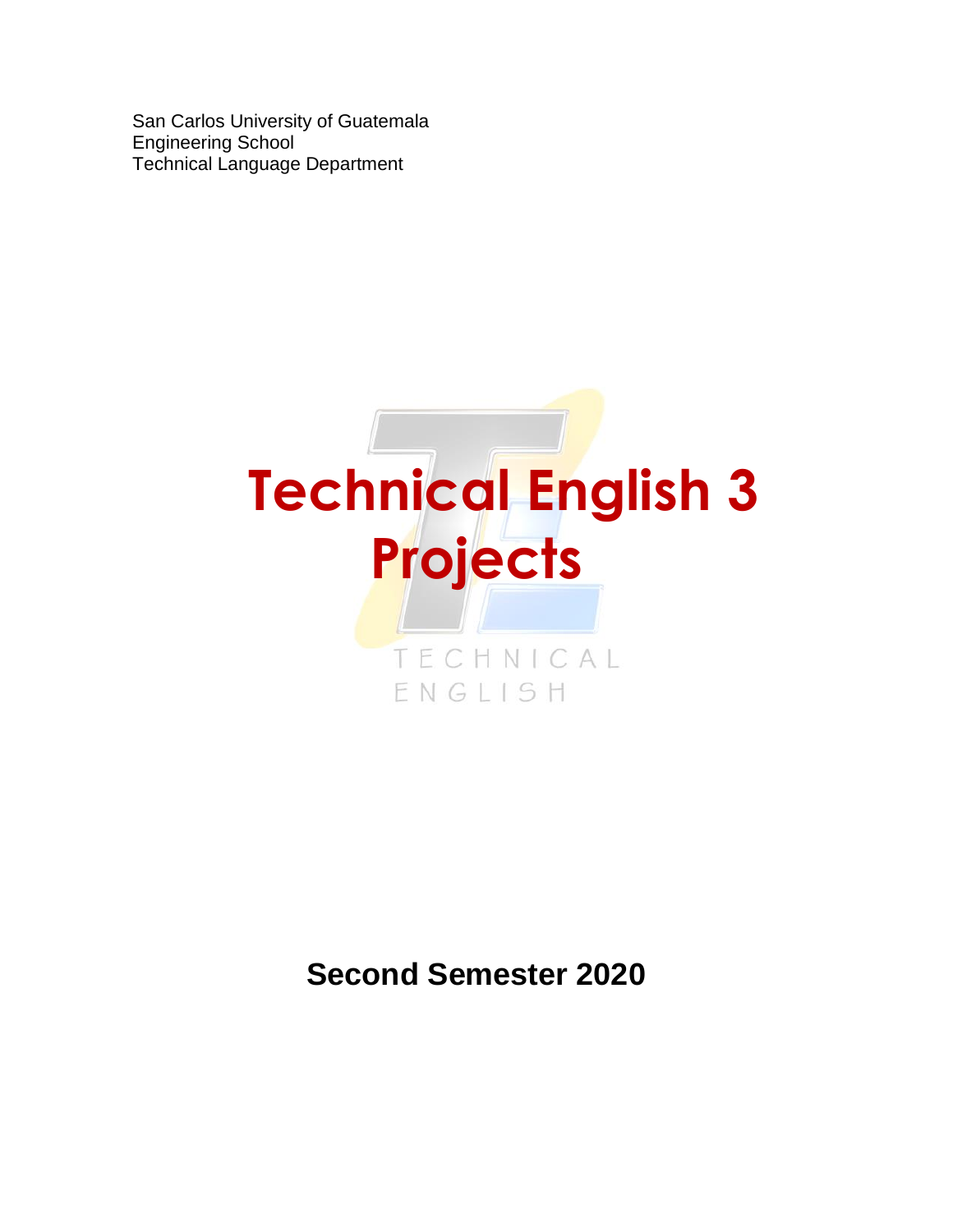San Carlos University of Guatemala
Engineering School
Technical Language Department

# Technical English 3 Projects

TECHNICAL ENGLISH

**Second Semester 2020**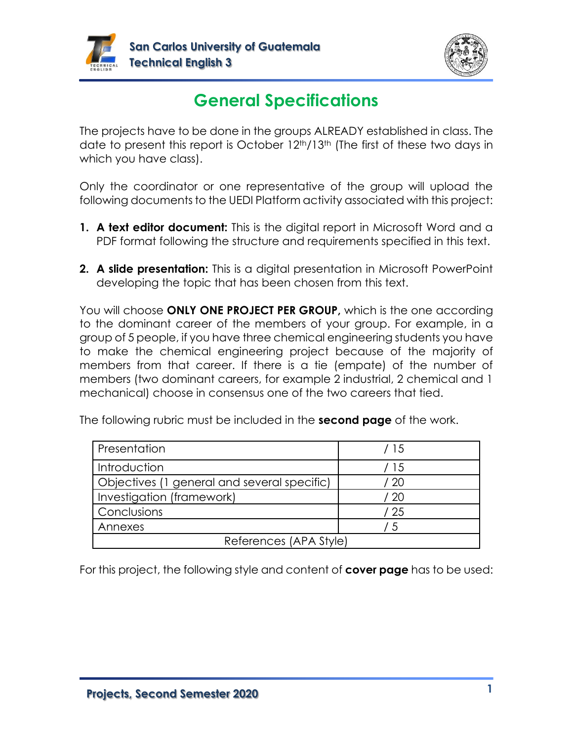# General Specifications

The projects have to be done in the groups ALREADY established in class. The date to present this report is October 12th/13th (The first of these two days in which you have class).

Only the coordinator or one representative of the group will upload the following documents to the UEDI Platform activity associated with this project:

1. **A text editor document:** This is the digital report in Microsoft Word and a PDF format following the structure and requirements specified in this text.
2. **A slide presentation:** This is a digital presentation in Microsoft PowerPoint developing the topic that has been chosen from this text.

You will choose **ONLY ONE PROJECT PER GROUP,** which is the one according to the dominant career of the members of your group. For example, in a group of 5 people, if you have three chemical engineering students you have to make the chemical engineering project because of the majority of members from that career. If there is a tie (empate) of the number of members (two dominant careers, for example 2 industrial, 2 chemical and 1 mechanical) choose in consensus one of the two careers that tied.

The following rubric must be included in the **second page** of the work.

| Presentation | / 15 |
|---|---|
| Introduction | / 15 |
| Objectives (1 general and several specific) | / 20 |
| Investigation (framework) | / 20 |
| Conclusions | / 25 |
| Annexes | / 5 |
| References (APA Style) | |

For this project, the following style and content of **cover page** has to be used: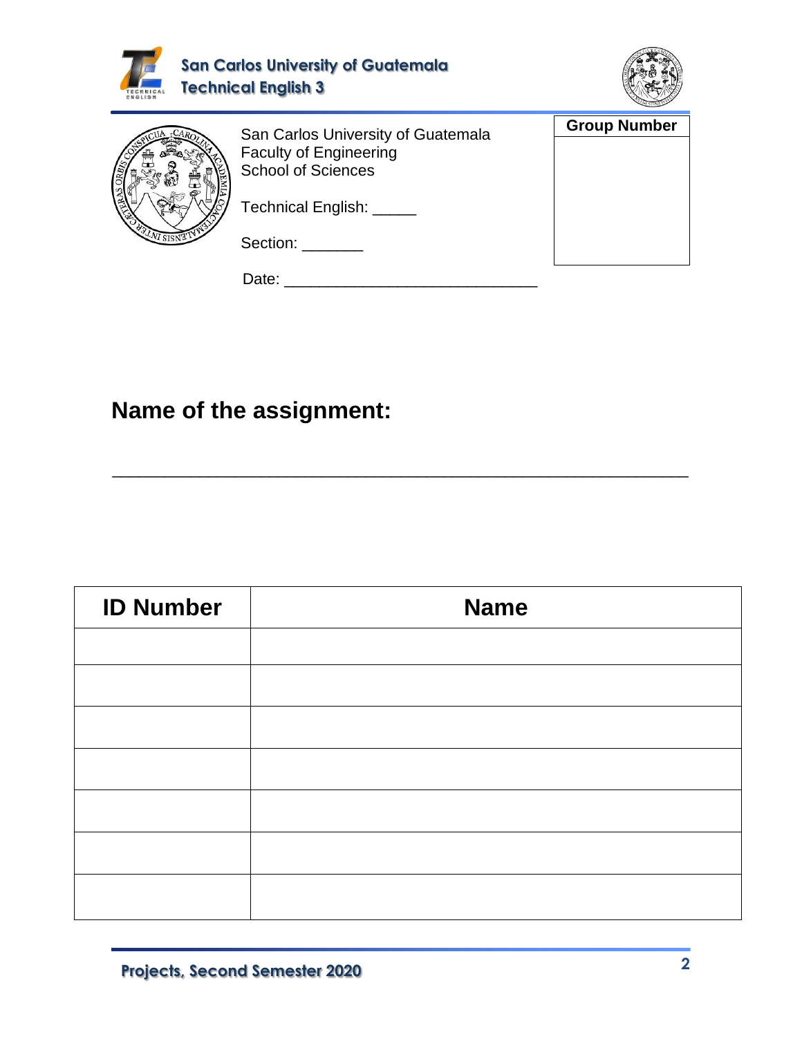San Carlos University of Guatemala
Faculty of Engineering
School of Sciences

Technical English: _____

Section: _______

Date: ____________________________

| Group Number |
| --- |
| |

## Name of the assignment:

_______________________________________________________________

| ID Number | Name |
| --- | --- |
| | |
| | |
| | |
| | |
| | |
| | |
| | |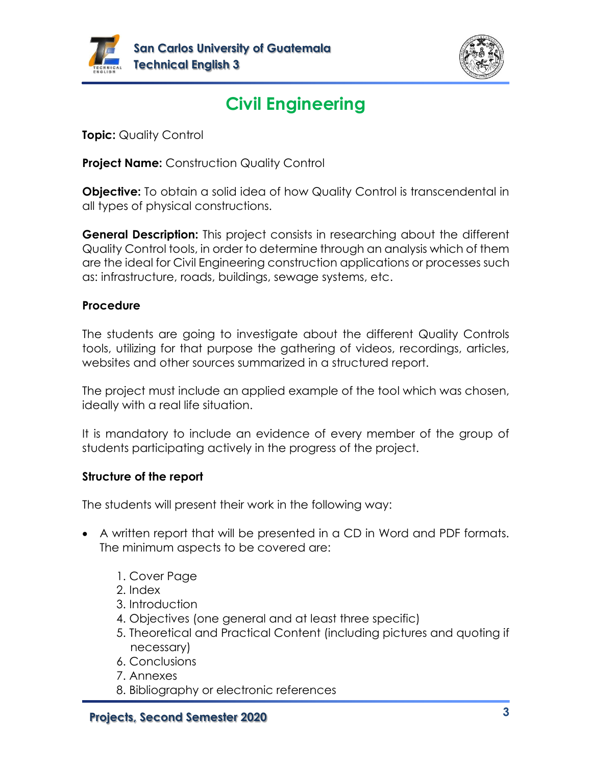# Civil Engineering

**Topic:** Quality Control

**Project Name:** Construction Quality Control

**Objective:** To obtain a solid idea of how Quality Control is transcendental in all types of physical constructions.

**General Description:** This project consists in researching about the different Quality Control tools, in order to determine through an analysis which of them are the ideal for Civil Engineering construction applications or processes such as: infrastructure, roads, buildings, sewage systems, etc.

## Procedure

The students are going to investigate about the different Quality Controls tools, utilizing for that purpose the gathering of videos, recordings, articles, websites and other sources summarized in a structured report.

The project must include an applied example of the tool which was chosen, ideally with a real life situation.

It is mandatory to include an evidence of every member of the group of students participating actively in the progress of the project.

## Structure of the report

The students will present their work in the following way:

- A written report that will be presented in a CD in Word and PDF formats. The minimum aspects to be covered are:
    1. Cover Page
    2. Index
    3. Introduction
    4. Objectives (one general and at least three specific)
    5. Theoretical and Practical Content (including pictures and quoting if necessary)
    6. Conclusions
    7. Annexes
    8. Bibliography or electronic references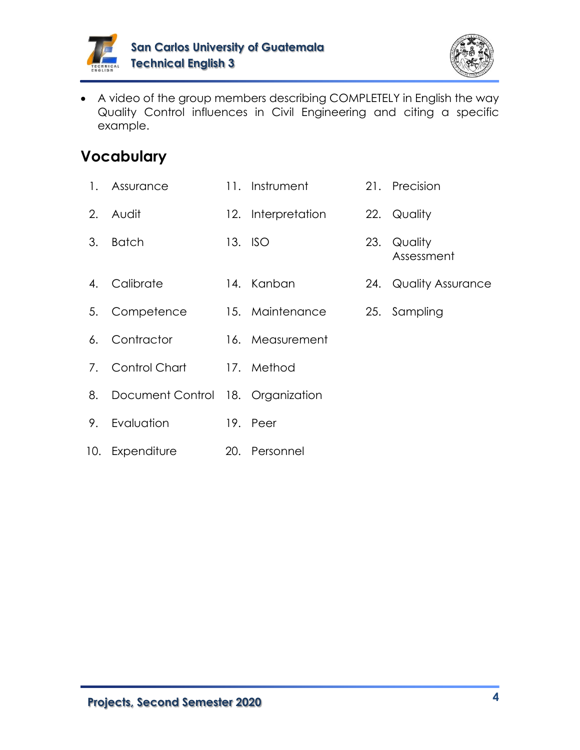- A video of the group members describing COMPLETELY in English the way Quality Control influences in Civil Engineering and citing a specific example.

## Vocabulary

1. Assurance
2. Audit
3. Batch
4. Calibrate
5. Competence
6. Contractor
7. Control Chart
8. Document Control
9. Evaluation
10. Expenditure
11. Instrument
12. Interpretation
13. ISO
14. Kanban
15. Maintenance
16. Measurement
17. Method
18. Organization
19. Peer
20. Personnel
21. Precision
22. Quality
23. Quality Assessment
24. Quality Assurance
25. Sampling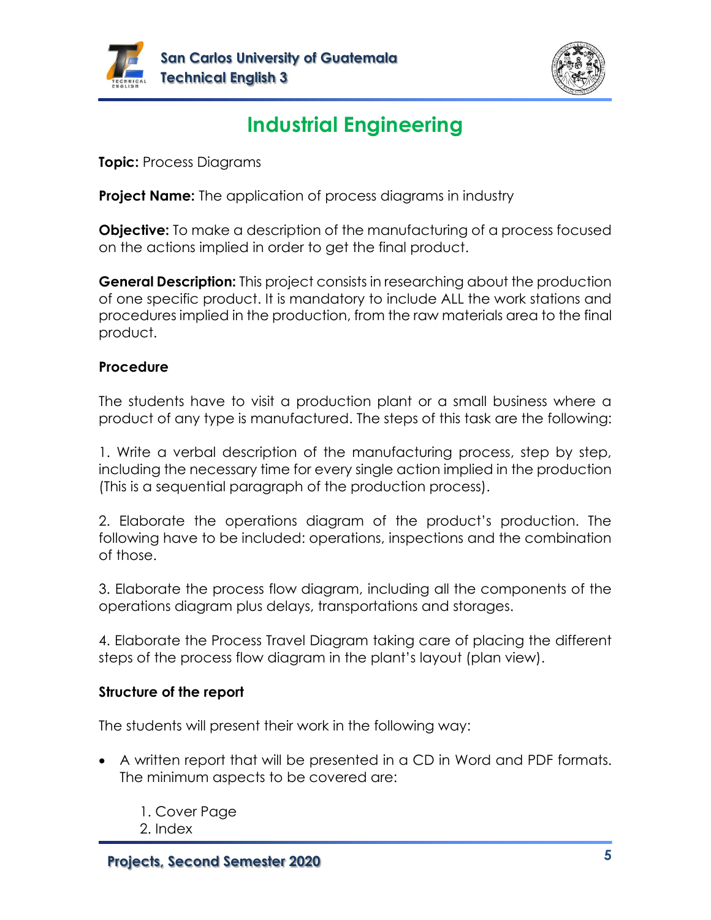# Industrial Engineering

**Topic:** Process Diagrams

**Project Name:** The application of process diagrams in industry

**Objective:** To make a description of the manufacturing of a process focused on the actions implied in order to get the final product.

**General Description:** This project consists in researching about the production of one specific product. It is mandatory to include ALL the work stations and procedures implied in the production, from the raw materials area to the final product.

**Procedure**

The students have to visit a production plant or a small business where a product of any type is manufactured. The steps of this task are the following:

1. Write a verbal description of the manufacturing process, step by step, including the necessary time for every single action implied in the production (This is a sequential paragraph of the production process).

2. Elaborate the operations diagram of the product's production. The following have to be included: operations, inspections and the combination of those.

3. Elaborate the process flow diagram, including all the components of the operations diagram plus delays, transportations and storages.

4. Elaborate the Process Travel Diagram taking care of placing the different steps of the process flow diagram in the plant's layout (plan view).

**Structure of the report**

The students will present their work in the following way:

- A written report that will be presented in a CD in Word and PDF formats. The minimum aspects to be covered are:

  1. Cover Page
  2. Index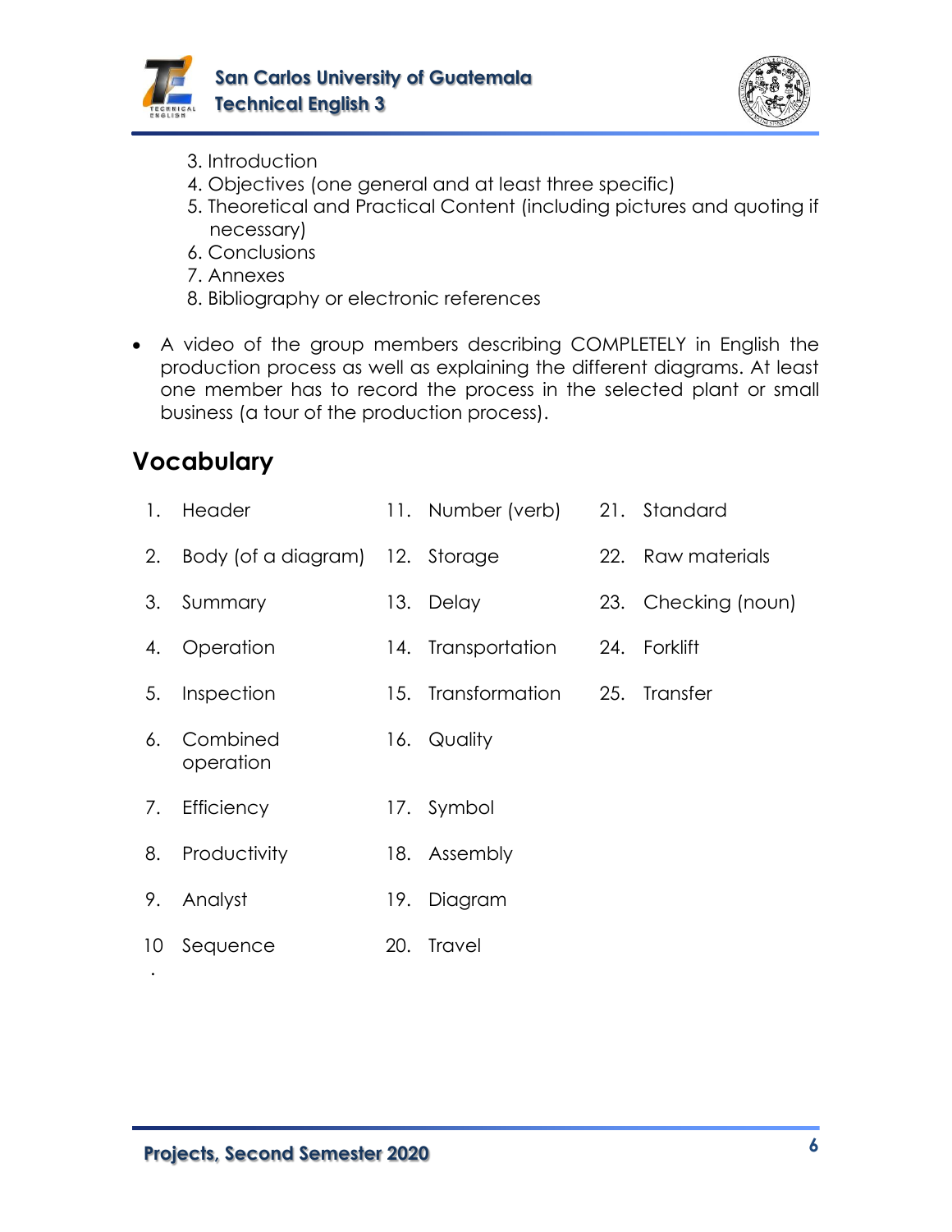3. Introduction
4. Objectives (one general and at least three specific)
5. Theoretical and Practical Content (including pictures and quoting if necessary)
6. Conclusions
7. Annexes
8. Bibliography or electronic references

- A video of the group members describing COMPLETELY in English the production process as well as explaining the different diagrams. At least one member has to record the process in the selected plant or small business (a tour of the production process).

## Vocabulary

1. Header
2. Body (of a diagram)
3. Summary
4. Operation
5. Inspection
6. Combined operation
7. Efficiency
8. Productivity
9. Analyst
10. Sequence
11. Number (verb)
12. Storage
13. Delay
14. Transportation
15. Transformation
16. Quality
17. Symbol
18. Assembly
19. Diagram
20. Travel
21. Standard
22. Raw materials
23. Checking (noun)
24. Forklift
25. Transfer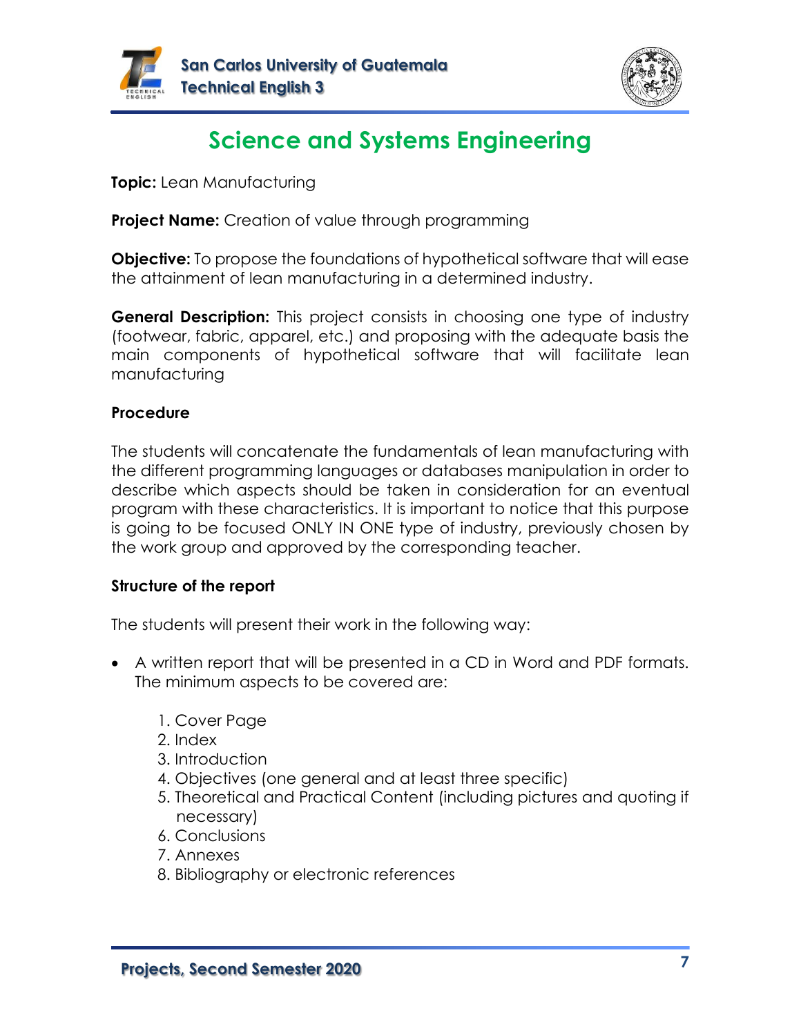# Science and Systems Engineering

**Topic:** Lean Manufacturing

**Project Name:** Creation of value through programming

**Objective:** To propose the foundations of hypothetical software that will ease the attainment of lean manufacturing in a determined industry.

**General Description:** This project consists in choosing one type of industry (footwear, fabric, apparel, etc.) and proposing with the adequate basis the main components of hypothetical software that will facilitate lean manufacturing

**Procedure**

The students will concatenate the fundamentals of lean manufacturing with the different programming languages or databases manipulation in order to describe which aspects should be taken in consideration for an eventual program with these characteristics. It is important to notice that this purpose is going to be focused ONLY IN ONE type of industry, previously chosen by the work group and approved by the corresponding teacher.

**Structure of the report**

The students will present their work in the following way:

- A written report that will be presented in a CD in Word and PDF formats. The minimum aspects to be covered are:

  1. Cover Page
  2. Index
  3. Introduction
  4. Objectives (one general and at least three specific)
  5. Theoretical and Practical Content (including pictures and quoting if necessary)
  6. Conclusions
  7. Annexes
  8. Bibliography or electronic references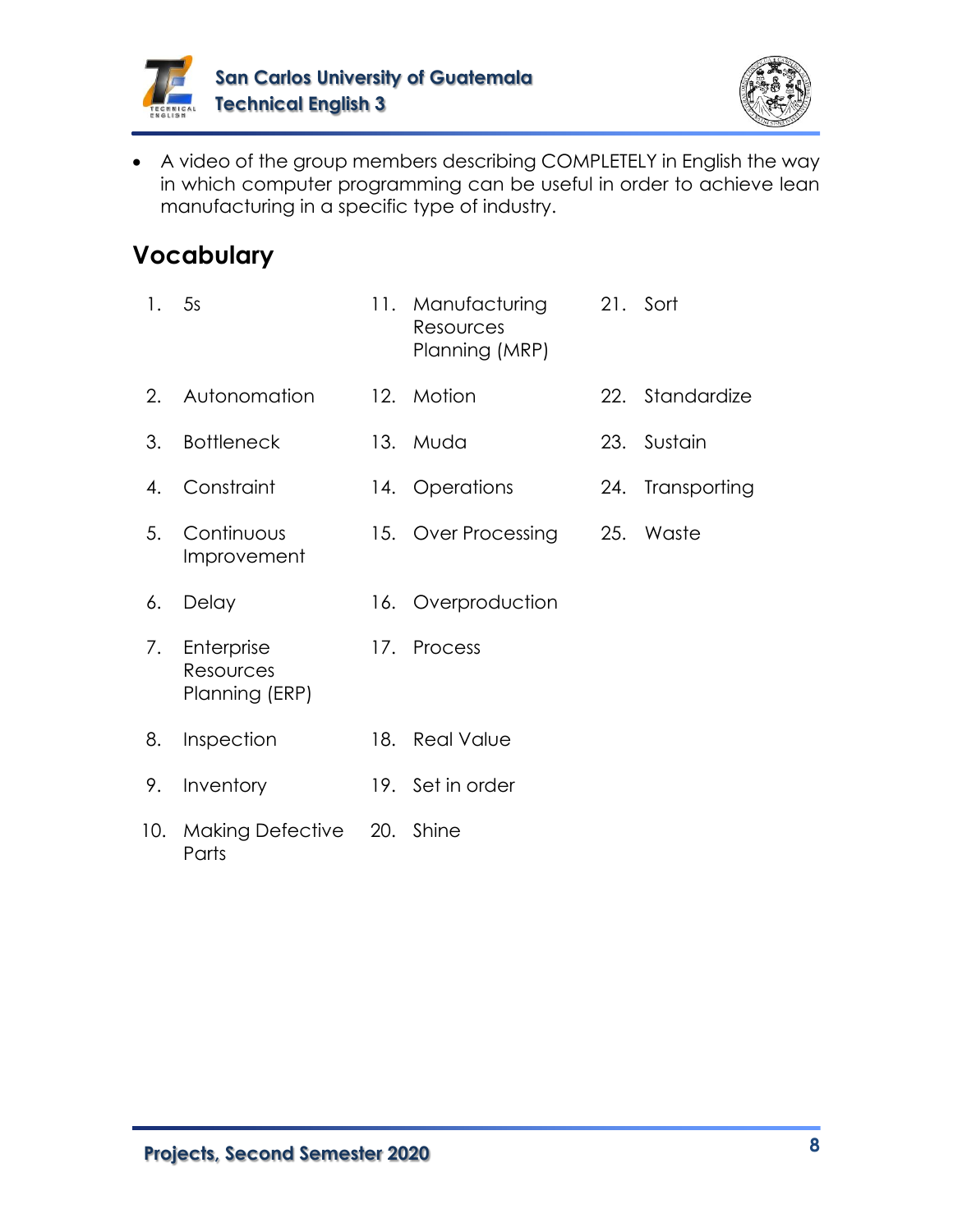- A video of the group members describing COMPLETELY in English the way in which computer programming can be useful in order to achieve lean manufacturing in a specific type of industry.

## Vocabulary

1. 5s
2. Autonomation
3. Bottleneck
4. Constraint
5. Continuous Improvement
6. Delay
7. Enterprise Resources Planning (ERP)
8. Inspection
9. Inventory
10. Making Defective Parts
11. Manufacturing Resources Planning (MRP)
12. Motion
13. Muda
14. Operations
15. Over Processing
16. Overproduction
17. Process
18. Real Value
19. Set in order
20. Shine
21. Sort
22. Standardize
23. Sustain
24. Transporting
25. Waste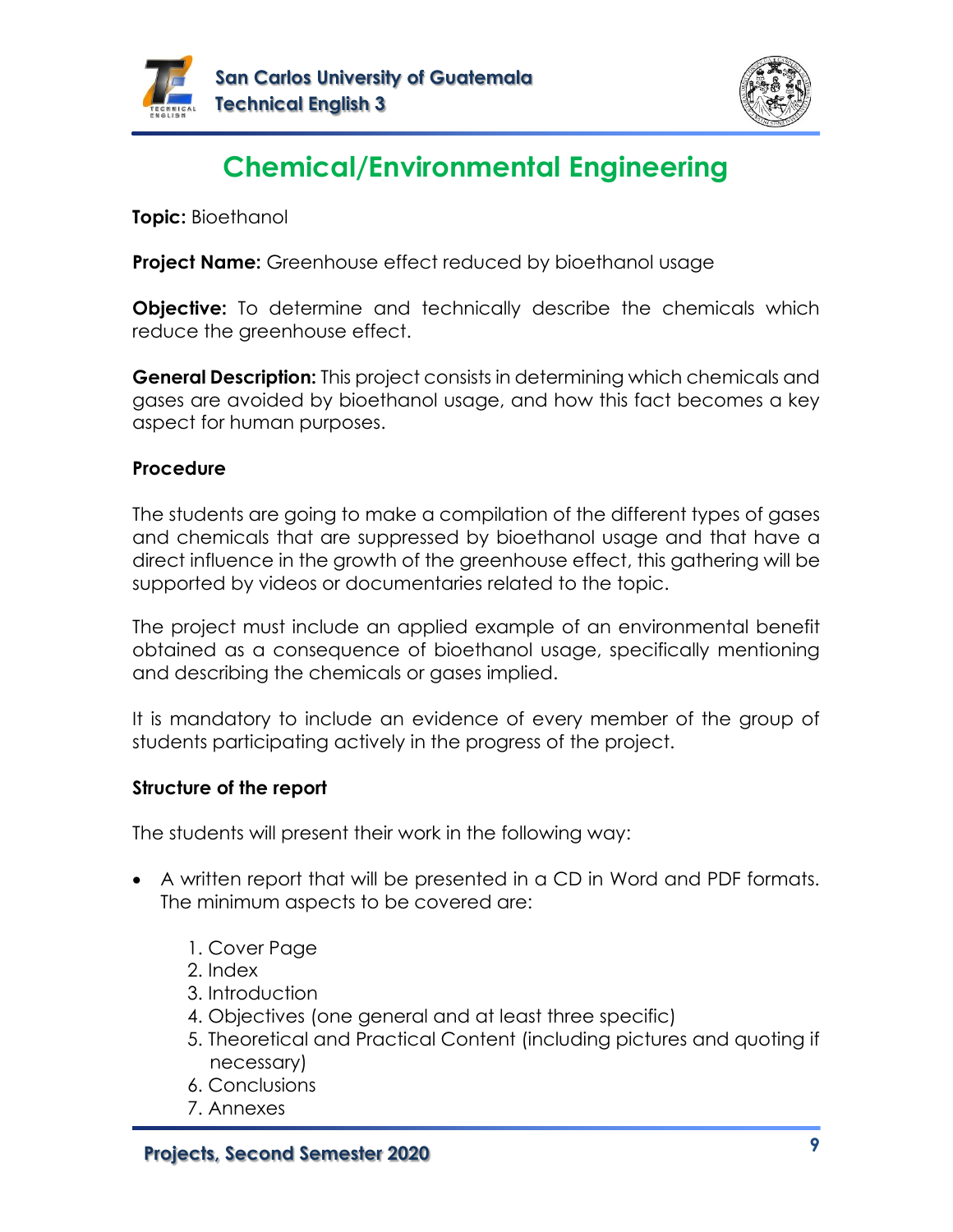# Chemical/Environmental Engineering

**Topic:** Bioethanol

**Project Name:** Greenhouse effect reduced by bioethanol usage

**Objective:** To determine and technically describe the chemicals which reduce the greenhouse effect.

**General Description:** This project consists in determining which chemicals and gases are avoided by bioethanol usage, and how this fact becomes a key aspect for human purposes.

**Procedure**

The students are going to make a compilation of the different types of gases and chemicals that are suppressed by bioethanol usage and that have a direct influence in the growth of the greenhouse effect, this gathering will be supported by videos or documentaries related to the topic.

The project must include an applied example of an environmental benefit obtained as a consequence of bioethanol usage, specifically mentioning and describing the chemicals or gases implied.

It is mandatory to include an evidence of every member of the group of students participating actively in the progress of the project.

**Structure of the report**

The students will present their work in the following way:

- A written report that will be presented in a CD in Word and PDF formats. The minimum aspects to be covered are:

  1. Cover Page
  2. Index
  3. Introduction
  4. Objectives (one general and at least three specific)
  5. Theoretical and Practical Content (including pictures and quoting if necessary)
  6. Conclusions
  7. Annexes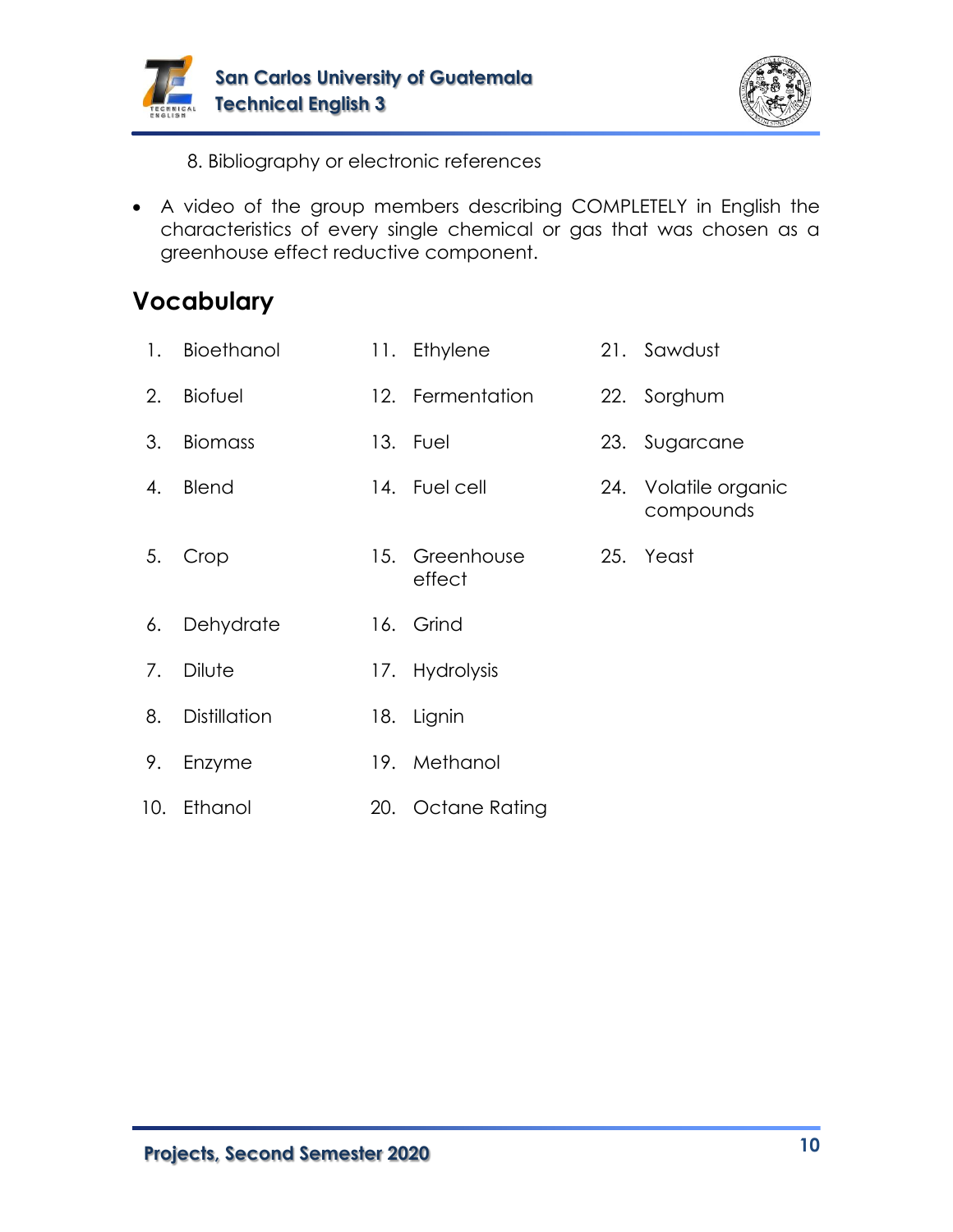8. Bibliography or electronic references

- A video of the group members describing COMPLETELY in English the characteristics of every single chemical or gas that was chosen as a greenhouse effect reductive component.

## Vocabulary

1. Bioethanol
2. Biofuel
3. Biomass
4. Blend
5. Crop
6. Dehydrate
7. Dilute
8. Distillation
9. Enzyme
10. Ethanol
11. Ethylene
12. Fermentation
13. Fuel
14. Fuel cell
15. Greenhouse effect
16. Grind
17. Hydrolysis
18. Lignin
19. Methanol
20. Octane Rating
21. Sawdust
22. Sorghum
23. Sugarcane
24. Volatile organic compounds
25. Yeast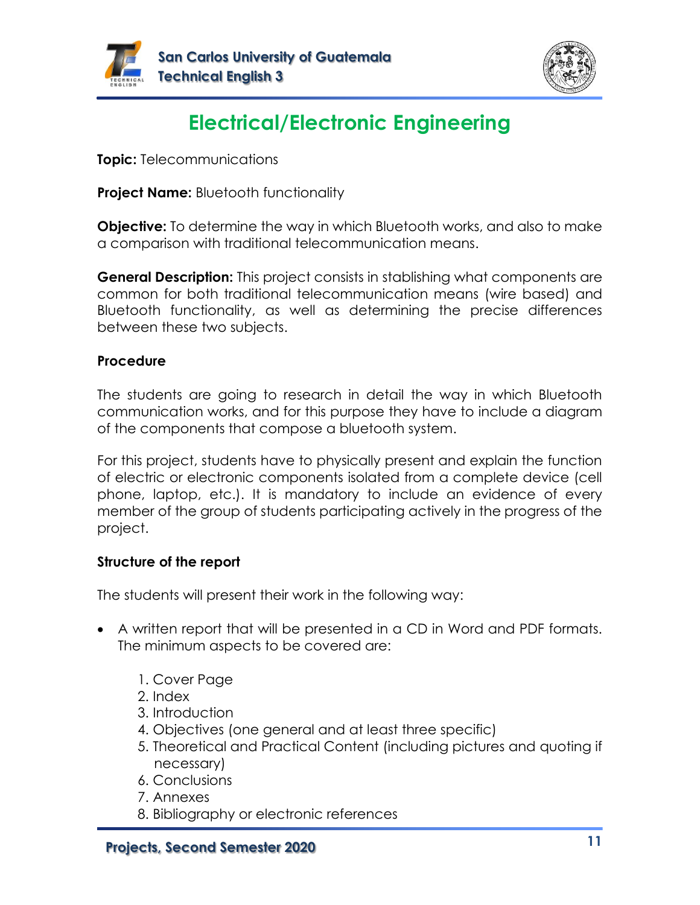# Electrical/Electronic Engineering

**Topic:** Telecommunications

**Project Name:** Bluetooth functionality

**Objective:** To determine the way in which Bluetooth works, and also to make a comparison with traditional telecommunication means.

**General Description:** This project consists in stablishing what components are common for both traditional telecommunication means (wire based) and Bluetooth functionality, as well as determining the precise differences between these two subjects.

## Procedure

The students are going to research in detail the way in which Bluetooth communication works, and for this purpose they have to include a diagram of the components that compose a bluetooth system.

For this project, students have to physically present and explain the function of electric or electronic components isolated from a complete device (cell phone, laptop, etc.). It is mandatory to include an evidence of every member of the group of students participating actively in the progress of the project.

## Structure of the report

The students will present their work in the following way:

- A written report that will be presented in a CD in Word and PDF formats. The minimum aspects to be covered are:

    1. Cover Page
    2. Index
    3. Introduction
    4. Objectives (one general and at least three specific)
    5. Theoretical and Practical Content (including pictures and quoting if necessary)
    6. Conclusions
    7. Annexes
    8. Bibliography or electronic references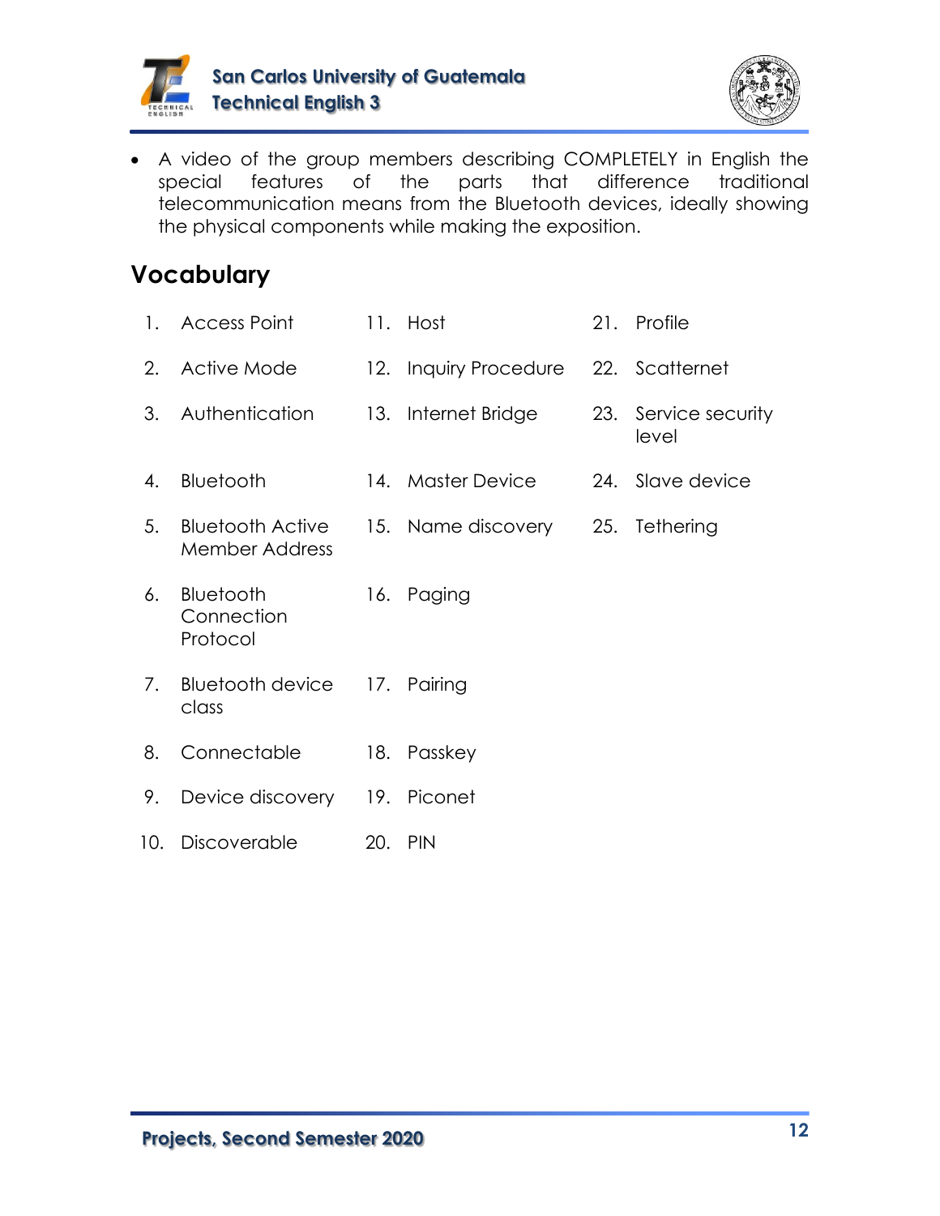- A video of the group members describing COMPLETELY in English the special features of the parts that difference traditional telecommunication means from the Bluetooth devices, ideally showing the physical components while making the exposition.

## Vocabulary

1. Access Point
2. Active Mode
3. Authentication
4. Bluetooth
5. Bluetooth Active Member Address
6. Bluetooth Connection Protocol
7. Bluetooth device class
8. Connectable
9. Device discovery
10. Discoverable
11. Host
12. Inquiry Procedure
13. Internet Bridge
14. Master Device
15. Name discovery
16. Paging
17. Pairing
18. Passkey
19. Piconet
20. PIN
21. Profile
22. Scatternet
23. Service security level
24. Slave device
25. Tethering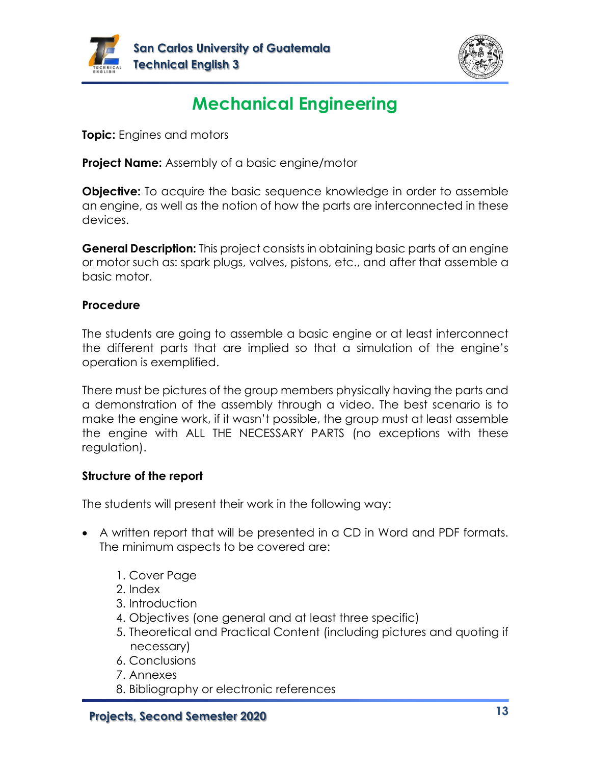# Mechanical Engineering

**Topic:** Engines and motors

**Project Name:** Assembly of a basic engine/motor

**Objective:** To acquire the basic sequence knowledge in order to assemble an engine, as well as the notion of how the parts are interconnected in these devices.

**General Description:** This project consists in obtaining basic parts of an engine or motor such as: spark plugs, valves, pistons, etc., and after that assemble a basic motor.

## Procedure

The students are going to assemble a basic engine or at least interconnect the different parts that are implied so that a simulation of the engine's operation is exemplified.

There must be pictures of the group members physically having the parts and a demonstration of the assembly through a video. The best scenario is to make the engine work, if it wasn't possible, the group must at least assemble the engine with ALL THE NECESSARY PARTS (no exceptions with these regulation).

## Structure of the report

The students will present their work in the following way:

- A written report that will be presented in a CD in Word and PDF formats. The minimum aspects to be covered are:
    1. Cover Page
    2. Index
    3. Introduction
    4. Objectives (one general and at least three specific)
    5. Theoretical and Practical Content (including pictures and quoting if necessary)
    6. Conclusions
    7. Annexes
    8. Bibliography or electronic references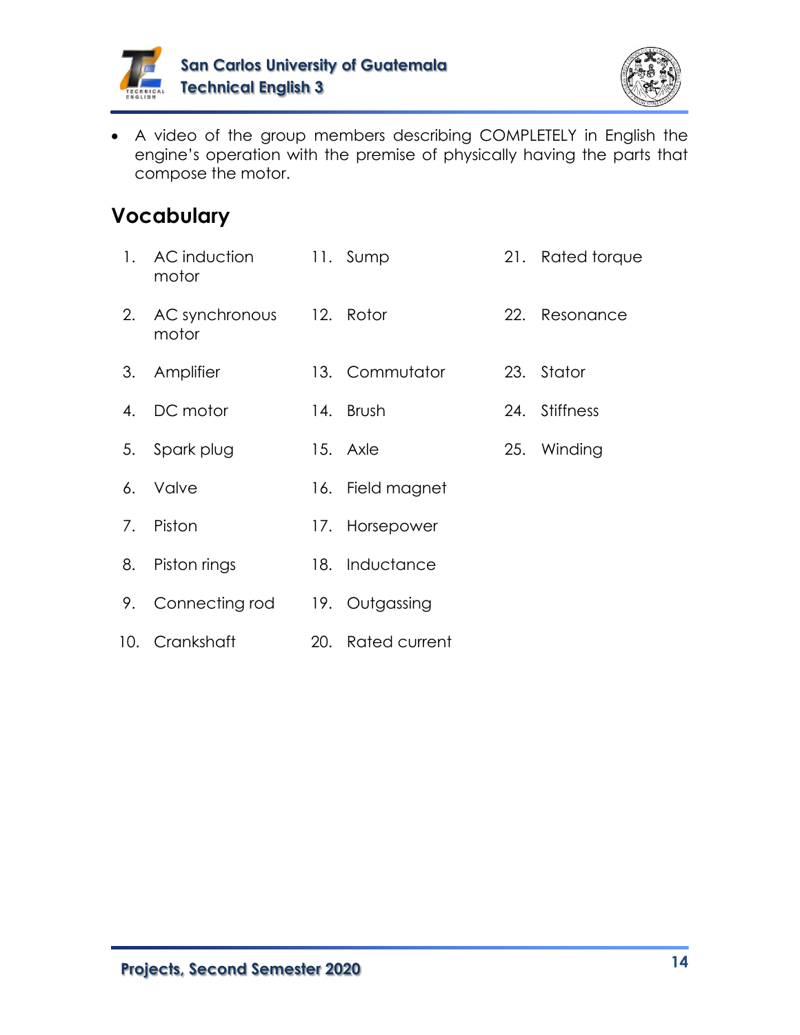- A video of the group members describing COMPLETELY in English the engine's operation with the premise of physically having the parts that compose the motor.

## Vocabulary

1. AC induction motor
2. AC synchronous motor
3. Amplifier
4. DC motor
5. Spark plug
6. Valve
7. Piston
8. Piston rings
9. Connecting rod
10. Crankshaft
11. Sump
12. Rotor
13. Commutator
14. Brush
15. Axle
16. Field magnet
17. Horsepower
18. Inductance
19. Outgassing
20. Rated current
21. Rated torque
22. Resonance
23. Stator
24. Stiffness
25. Winding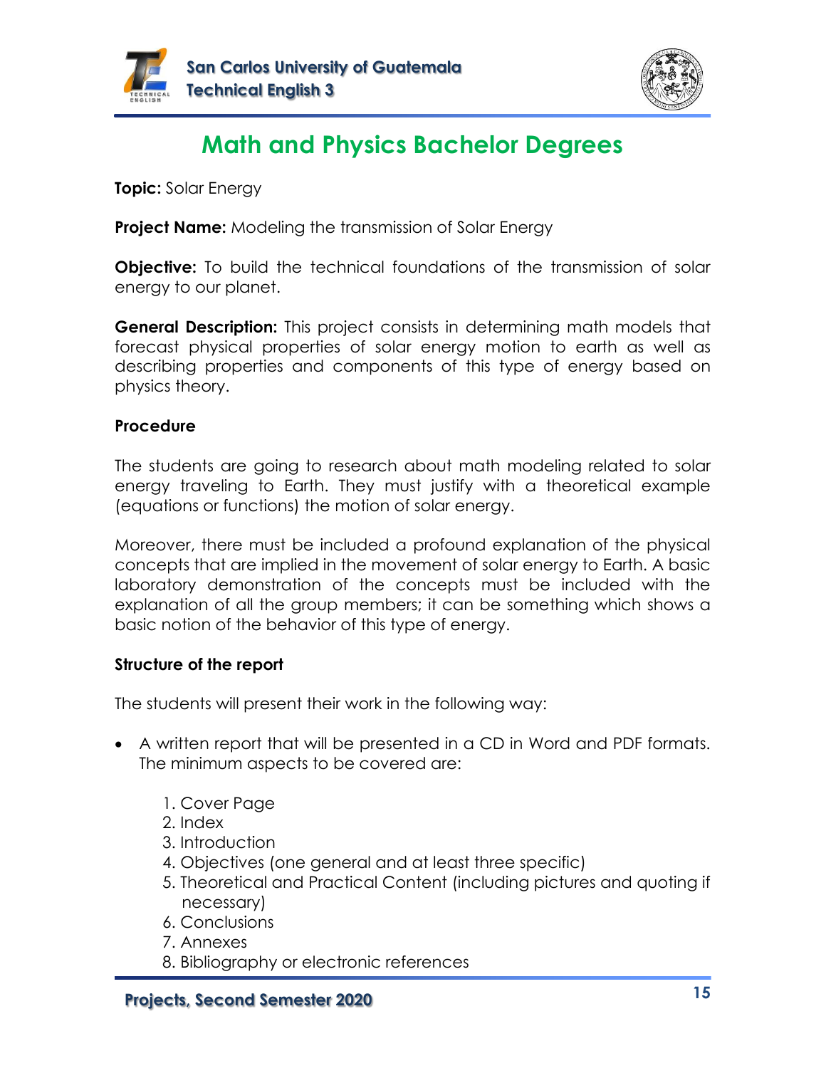# Math and Physics Bachelor Degrees

**Topic:** Solar Energy

**Project Name:** Modeling the transmission of Solar Energy

**Objective:** To build the technical foundations of the transmission of solar energy to our planet.

**General Description:** This project consists in determining math models that forecast physical properties of solar energy motion to earth as well as describing properties and components of this type of energy based on physics theory.

**Procedure**

The students are going to research about math modeling related to solar energy traveling to Earth. They must justify with a theoretical example (equations or functions) the motion of solar energy.

Moreover, there must be included a profound explanation of the physical concepts that are implied in the movement of solar energy to Earth. A basic laboratory demonstration of the concepts must be included with the explanation of all the group members; it can be something which shows a basic notion of the behavior of this type of energy.

**Structure of the report**

The students will present their work in the following way:

- A written report that will be presented in a CD in Word and PDF formats. The minimum aspects to be covered are:
    1. Cover Page
    2. Index
    3. Introduction
    4. Objectives (one general and at least three specific)
    5. Theoretical and Practical Content (including pictures and quoting if necessary)
    6. Conclusions
    7. Annexes
    8. Bibliography or electronic references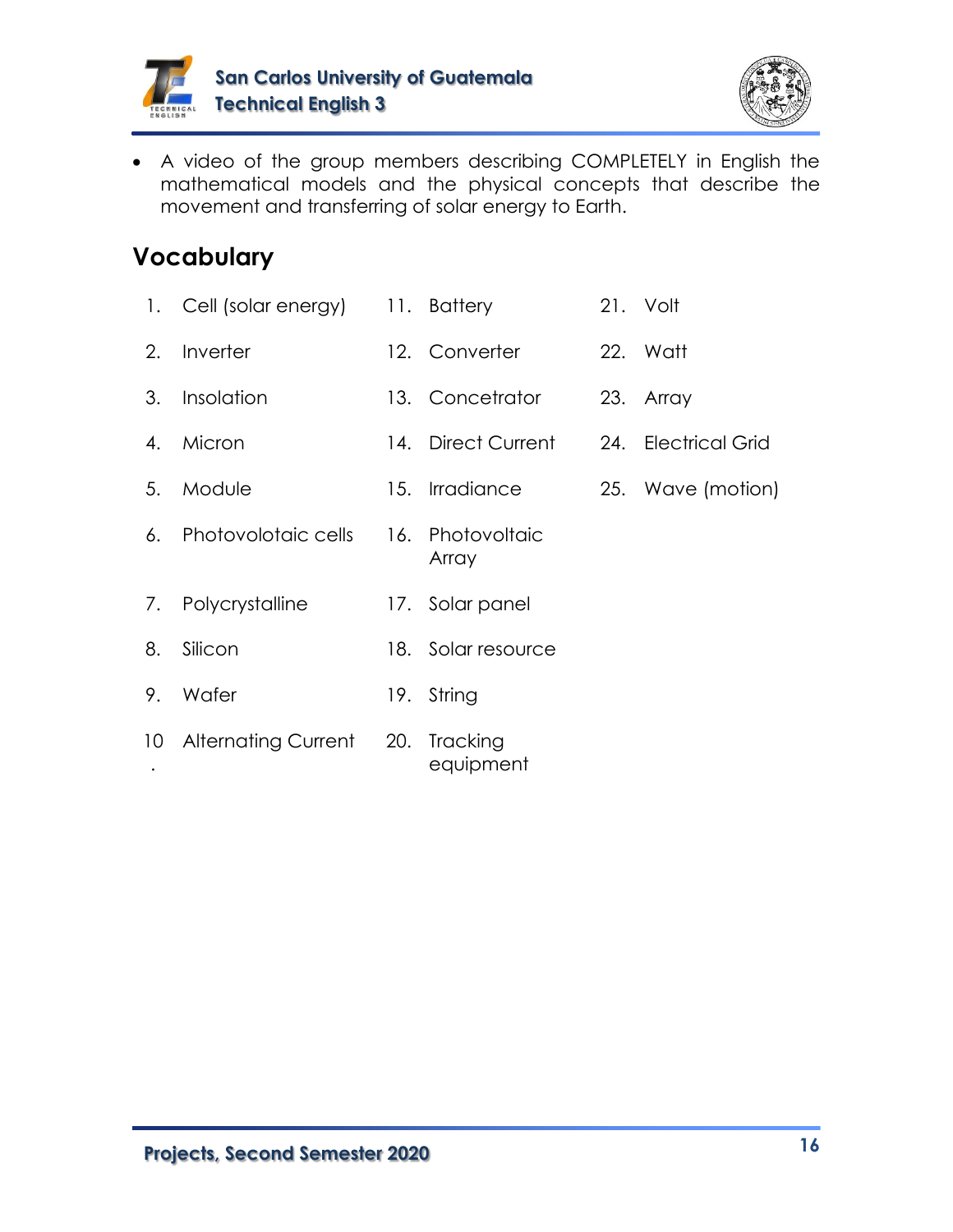- A video of the group members describing COMPLETELY in English the mathematical models and the physical concepts that describe the movement and transferring of solar energy to Earth.

## Vocabulary

1. Cell (solar energy)
2. Inverter
3. Insolation
4. Micron
5. Module
6. Photovolotaic cells
7. Polycrystalline
8. Silicon
9. Wafer
10. Alternating Current
11. Battery
12. Converter
13. Concetrator
14. Direct Current
15. Irradiance
16. Photovoltaic Array
17. Solar panel
18. Solar resource
19. String
20. Tracking equipment
21. Volt
22. Watt
23. Array
24. Electrical Grid
25. Wave (motion)